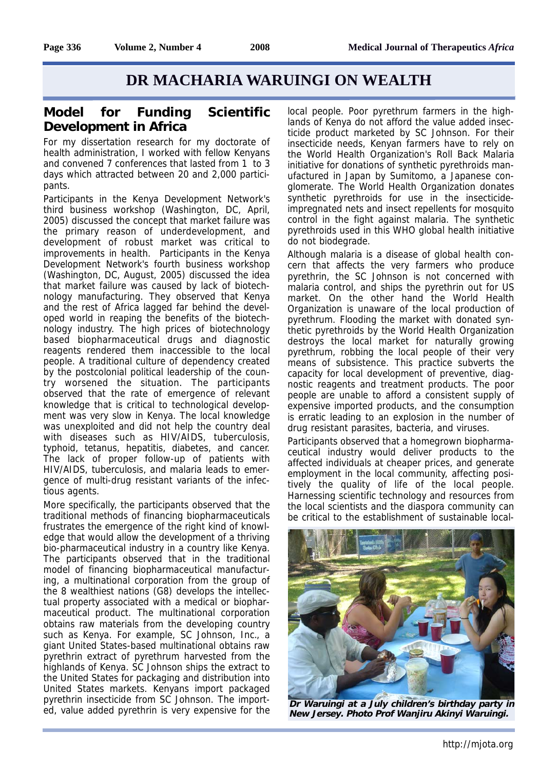# DR MACHARIA WARUINGI ON WEALTH

## Model for Funding Scientific Development in Africa

For my dissertation research for my doctorate of health administration, I worked with fellow Kenyans and convened 7 conferences that lasted from 1 to 3 days which attracted between 20 and 2,000 participants.

Participants in the Kenya Development Network's third business workshop (Washington, DC, April, 2005) discussed the concept that market failure was the primary reason of underdevelopment, and development of robust market was critical to improvements in health. Participants in the Kenya Development Network's fourth business workshop (Washington, DC, August, 2005) discussed the idea that market failure was caused by lack of biotechnology manufacturing. They observed that Kenya and the rest of Africa lagged far behind the developed world in reaping the benefits of the biotechnology industry. The high prices of biotechnology based biopharmaceutical drugs and diagnostic reagents rendered them inaccessible to the local people. A traditional culture of dependency created by the postcolonial political leadership of the country worsened the situation. The participants observed that the rate of emergence of relevant knowledge that is critical to technological development was very slow in Kenya. The local knowledge was unexploited and did not help the country deal with diseases such as HIV/AIDS, tuberculosis, typhoid, tetanus, hepatitis, diabetes, and cancer. The lack of proper follow-up of patients with HIV/AIDS, tuberculosis, and malaria leads to emergence of multi-drug resistant variants of the infectious agents.

More specifically, the participants observed that the traditional methods of financing biopharmaceuticals frustrates the emergence of the right kind of knowledge that would allow the development of a thriving bio-pharmaceutical industry in a country like Kenya. The participants observed that in the traditional model of financing biopharmaceutical manufacturing, a multinational corporation from the group of the 8 wealthiest nations (G8) develops the intellectual property associated with a medical or biopharmaceutical product. The multinational corporation obtains raw materials from the developing country such as Kenya. For example, SC Johnson, Inc., a giant United States-based multinational obtains raw pyrethrin extract of pyrethrum harvested from the highlands of Kenya. SC Johnson ships the extract to the United States for packaging and distribution into United States markets. Kenyans import packaged pyrethrin insecticide from SC Johnson. The imported, value added pyrethrin is very expensive for the local people. Poor pyrethrum farmers in the highlands of Kenya do not afford the value added insecticide product marketed by SC Johnson. For their insecticide needs, Kenyan farmers have to rely on the World Health Organization's Roll Back Malaria initiative for donations of synthetic pyrethroids manufactured in Japan by Sumitomo, a Japanese conglomerate. The World Health Organization donates synthetic pyrethroids for use in the insecticide-impregnated nets and insect repellents for mosquito control in the fight against malaria. The synthetic pyrethroids used in this WHO global health initiative do not biodegrade.

Although malaria is a disease of global health concern that affects the very farmers who produce pyrethrin, the SC Johnson is not concerned with malaria control, and ships the pyrethrin out for US market. On the other hand the World Health Organization is unaware of the local production of pyrethrum. Flooding the market with donated synthetic pyrethroids by the World Health Organization destroys the local market for naturally growing pyrethrum, robbing the local people of their very means of subsistence. This practice subverts the capacity for local development of preventive, diagnostic reagents and treatment products. The poor people are unable to afford a consistent supply of expensive imported products, and the consumption is erratic leading to an explosion in the number of drug resistant parasites, bacteria, and viruses.

Participants observed that a homegrown biopharmaceutical industry would deliver products to the affected individuals at cheaper prices, and generate employment in the local community, affecting positively the quality of life of the local people. Harnessing scientific technology and resources from the local scientists and the diaspora community can be critical to the establishment of sustainable local-

**Dr Waruingi at a July children's birthday party in New Jersey. Photo Prof Wanjiru Akinyi Waruingi.**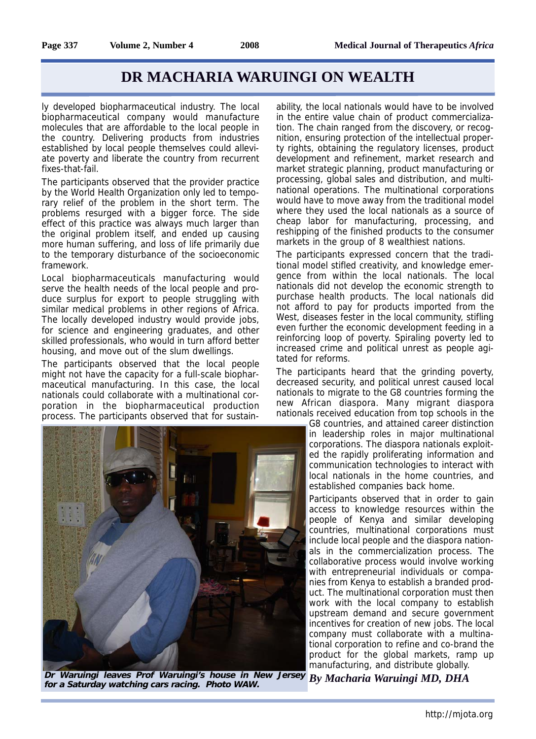# DR MACHARIA WARUINGI ON WEALTH

ly developed biopharmaceutical industry. The local biopharmaceutical company would manufacture molecules that are affordable to the local people in the country. Delivering products from industries established by local people themselves could alleviate poverty and liberate the country from recurrent fixes-that-fail.

The participants observed that the provider practice by the World Health Organization only led to temporary relief of the problem in the short term. The problems resurged with a bigger force. The side effect of this practice was always much larger than the original problem itself, and ended up causing more human suffering, and loss of life primarily due to the temporary disturbance of the socioeconomic framework.

Local biopharmaceuticals manufacturing would serve the health needs of the local people and produce surplus for export to people struggling with similar medical problems in other regions of Africa. The locally developed industry would provide jobs, for science and engineering graduates, and other skilled professionals, who would in turn afford better housing, and move out of the slum dwellings.

The participants observed that the local people might not have the capacity for a full-scale biopharmaceutical manufacturing. In this case, the local nationals could collaborate with a multinational corporation in the biopharmaceutical production process. The participants observed that for sustainability, the local nationals would have to be involved in the entire value chain of product commercialization. The chain ranged from the discovery, or recognition, ensuring protection of the intellectual property rights, obtaining the regulatory licenses, product development and refinement, market research and market strategic planning, product manufacturing or processing, global sales and distribution, and multinational operations. The multinational corporations would have to move away from the traditional model where they used the local nationals as a source of cheap labor for manufacturing, processing, and reshipping of the finished products to the consumer markets in the group of 8 wealthiest nations.

The participants expressed concern that the traditional model stifled creativity, and knowledge emergence from within the local nationals. The local nationals did not develop the economic strength to purchase health products. The local nationals did not afford to pay for products imported from the West, diseases fester in the local community, stifling even further the economic development feeding in a reinforcing loop of poverty. Spiraling poverty led to increased crime and political unrest as people agitated for reforms.

The participants heard that the grinding poverty, decreased security, and political unrest caused local nationals to migrate to the G8 countries forming the new African diaspora. Many migrant diaspora nationals received education from top schools in the G8 countries, and attained career distinction in leadership roles in major multinational corporations. The diaspora nationals exploited the rapidly proliferating information and communication technologies to interact with local nationals in the home countries, and established companies back home.

Participants observed that in order to gain access to knowledge resources within the people of Kenya and similar developing countries, multinational corporations must include local people and the diaspora nationals in the commercialization process. The collaborative process would involve working with entrepreneurial individuals or companies from Kenya to establish a branded product. The multinational corporation must then work with the local company to establish upstream demand and secure government incentives for creation of new jobs. The local company must collaborate with a multinational corporation to refine and co-brand the product for the global markets, ramp up manufacturing, and distribute globally.

***By Macharia Waruingi MD, DHA***

***Dr Waruingi leaves Prof Waruingi's house in New Jersey for a Saturday watching cars racing. Photo WAW.***